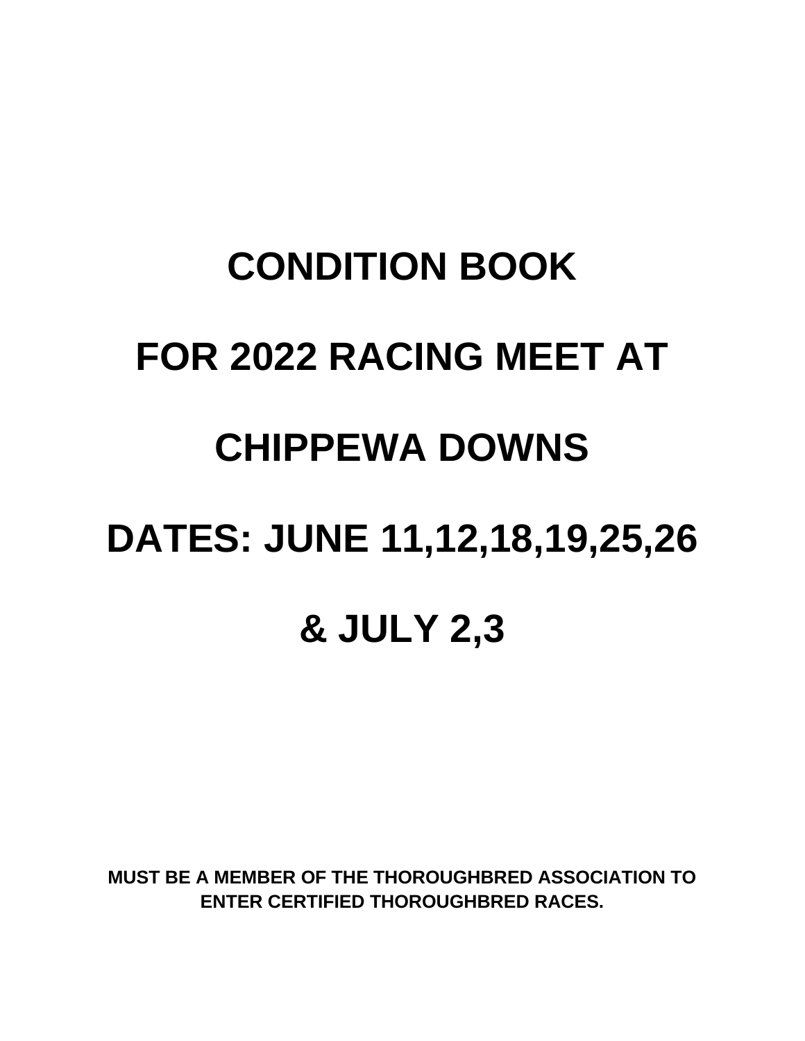# CONDITION BOOK

# FOR 2022 RACING MEET AT

# CHIPPEWA DOWNS

# DATES: JUNE 11,12,18,19,25,26

# & JULY 2,3

**MUST BE A MEMBER OF THE THOROUGHBRED ASSOCIATION TO ENTER CERTIFIED THOROUGHBRED RACES.**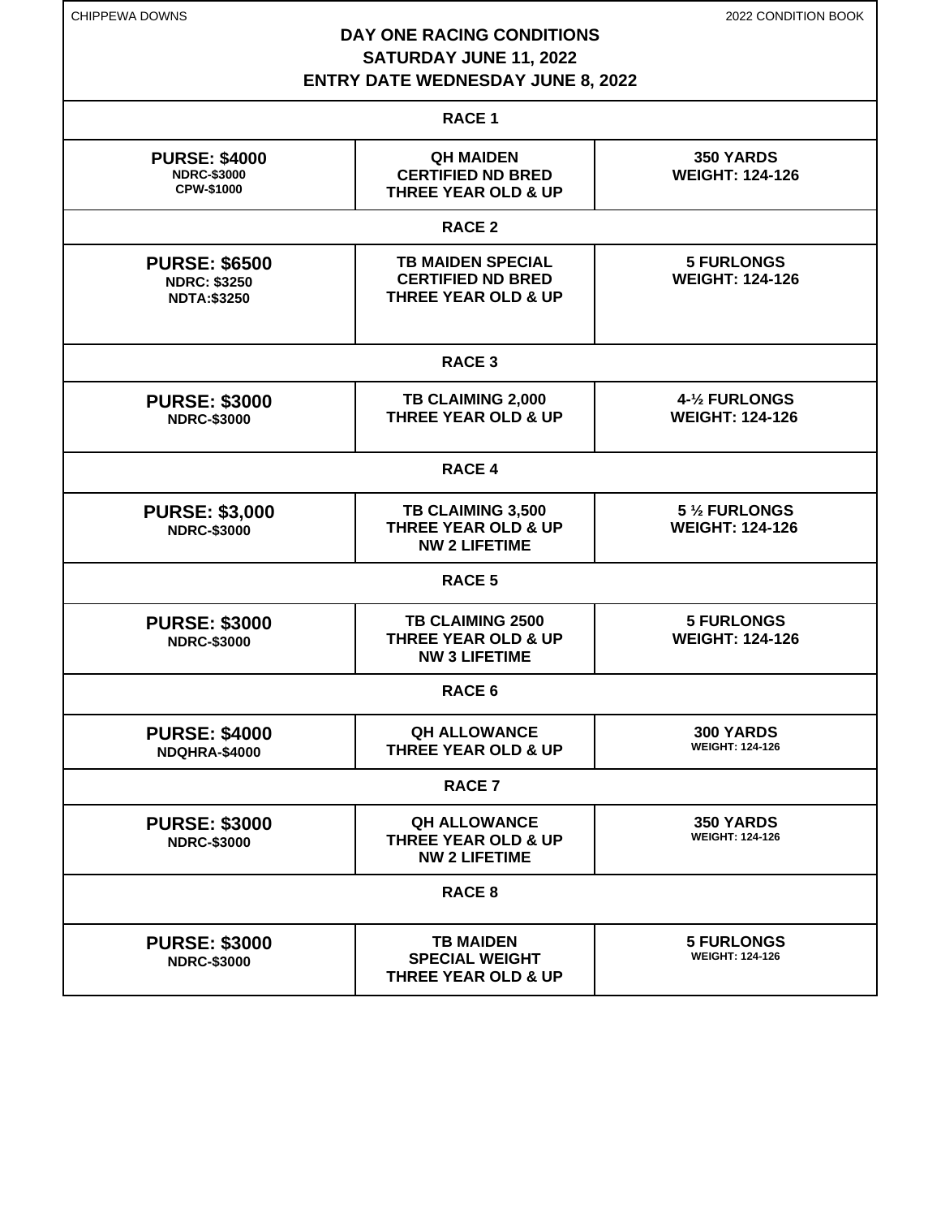# DAY ONE RACING CONDITIONS

## SATURDAY JUNE 11, 2022

## ENTRY DATE WEDNESDAY JUNE 8, 2022

| RACE | PURSE | CONDITIONS | DISTANCE / WEIGHT |
|---|---|---|---|
| RACE 1 | **PURSE: $4000** NDRC-$3000 CPW-$1000 | QH MAIDEN CERTIFIED ND BRED THREE YEAR OLD & UP | 350 YARDS WEIGHT: 124-126 |
| RACE 2 | **PURSE: $6500** NDRC: $3250 NDTA:$3250 | TB MAIDEN SPECIAL CERTIFIED ND BRED THREE YEAR OLD & UP | 5 FURLONGS WEIGHT: 124-126 |
| RACE 3 | **PURSE: $3000** NDRC-$3000 | TB CLAIMING 2,000 THREE YEAR OLD & UP | 4-½ FURLONGS WEIGHT: 124-126 |
| RACE 4 | **PURSE: $3,000** NDRC-$3000 | TB CLAIMING 3,500 THREE YEAR OLD & UP NW 2 LIFETIME | 5 ½ FURLONGS WEIGHT: 124-126 |
| RACE 5 | **PURSE: $3000** NDRC-$3000 | TB CLAIMING 2500 THREE YEAR OLD & UP NW 3 LIFETIME | 5 FURLONGS WEIGHT: 124-126 |
| RACE 6 | **PURSE: $4000** NDQHRA-$4000 | QH ALLOWANCE THREE YEAR OLD & UP | 300 YARDS WEIGHT: 124-126 |
| RACE 7 | **PURSE: $3000** NDRC-$3000 | QH ALLOWANCE THREE YEAR OLD & UP NW 2 LIFETIME | 350 YARDS WEIGHT: 124-126 |
| RACE 8 | **PURSE: $3000** NDRC-$3000 | TB MAIDEN SPECIAL WEIGHT THREE YEAR OLD & UP | 5 FURLONGS WEIGHT: 124-126 |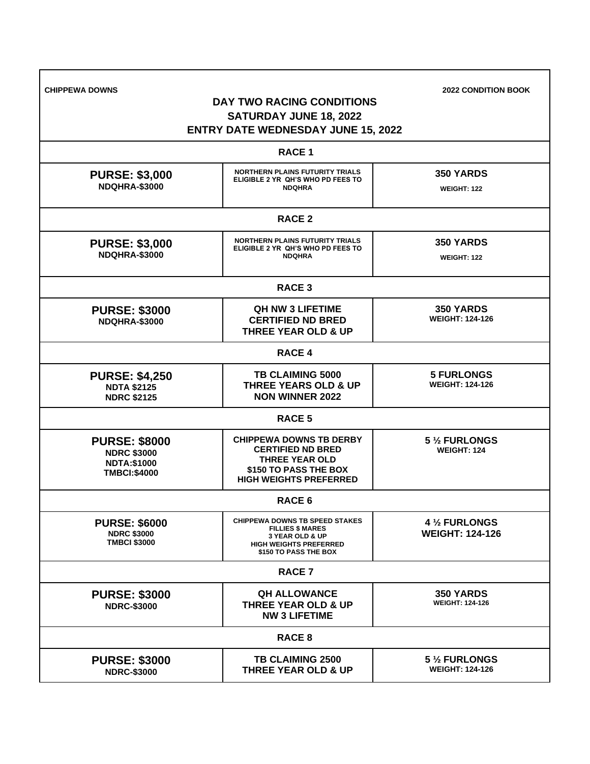CHIPPEWA DOWNS 2022 CONDITION BOOK

# DAY TWO RACING CONDITIONS
## SATURDAY JUNE 18, 2022
## ENTRY DATE WEDNESDAY JUNE 15, 2022

### RACE 1

| PURSE | CONDITIONS | DISTANCE / WEIGHT |
|---|---|---|
| **PURSE: $3,000**<br>NDQHRA-$3000 | NORTHERN PLAINS FUTURITY TRIALS<br>ELIGIBLE 2 YR QH'S WHO PD FEES TO NDQHRA | **350 YARDS**<br>WEIGHT: 122 |

### RACE 2

| PURSE | CONDITIONS | DISTANCE / WEIGHT |
|---|---|---|
| **PURSE: $3,000**<br>NDQHRA-$3000 | NORTHERN PLAINS FUTURITY TRIALS<br>ELIGIBLE 2 YR QH'S WHO PD FEES TO NDQHRA | **350 YARDS**<br>WEIGHT: 122 |

### RACE 3

| PURSE | CONDITIONS | DISTANCE / WEIGHT |
|---|---|---|
| **PURSE: $3000**<br>NDQHRA-$3000 | QH NW 3 LIFETIME<br>CERTIFIED ND BRED<br>THREE YEAR OLD & UP | **350 YARDS**<br>WEIGHT: 124-126 |

### RACE 4

| PURSE | CONDITIONS | DISTANCE / WEIGHT |
|---|---|---|
| **PURSE: $4,250**<br>NDTA $2125<br>NDRC $2125 | TB CLAIMING 5000<br>THREE YEARS OLD & UP<br>NON WINNER 2022 | **5 FURLONGS**<br>WEIGHT: 124-126 |

### RACE 5

| PURSE | CONDITIONS | DISTANCE / WEIGHT |
|---|---|---|
| **PURSE: $8000**<br>NDRC $3000<br>NDTA:$1000<br>TMBCI:$4000 | CHIPPEWA DOWNS TB DERBY<br>CERTIFIED ND BRED<br>THREE YEAR OLD<br>$150 TO PASS THE BOX<br>HIGH WEIGHTS PREFERRED | **5 ½ FURLONGS**<br>WEIGHT: 124 |

### RACE 6

| PURSE | CONDITIONS | DISTANCE / WEIGHT |
|---|---|---|
| **PURSE: $6000**<br>NDRC $3000<br>TMBCI $3000 | CHIPPEWA DOWNS TB SPEED STAKES<br>FILLIES $ MARES<br>3 YEAR OLD & UP<br>HIGH WEIGHTS PREFERRED<br>$150 TO PASS THE BOX | **4 ½ FURLONGS**<br>**WEIGHT: 124-126** |

### RACE 7

| PURSE | CONDITIONS | DISTANCE / WEIGHT |
|---|---|---|
| **PURSE: $3000**<br>NDRC-$3000 | QH ALLOWANCE<br>THREE YEAR OLD & UP<br>NW 3 LIFETIME | **350 YARDS**<br>WEIGHT: 124-126 |

### RACE 8

| PURSE | CONDITIONS | DISTANCE / WEIGHT |
|---|---|---|
| **PURSE: $3000**<br>NDRC-$3000 | TB CLAIMING 2500<br>THREE YEAR OLD & UP | **5 ½ FURLONGS**<br>WEIGHT: 124-126 |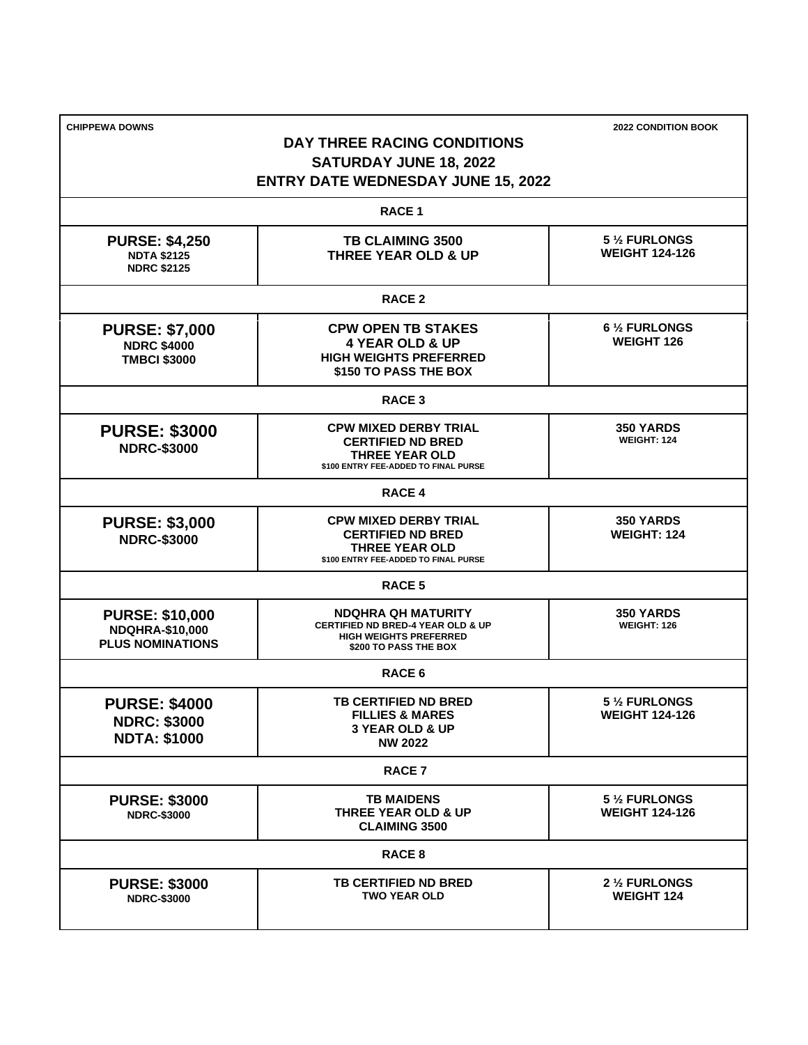CHIPPEWA DOWNS — 2022 CONDITION BOOK

# DAY THREE RACING CONDITIONS
## SATURDAY JUNE 18, 2022
## ENTRY DATE WEDNESDAY JUNE 15, 2022

### RACE 1

| Purse | Conditions | Distance / Weight |
|---|---|---|
| **PURSE: $4,250**<br>NDTA $2125<br>NDRC $2125 | TB CLAIMING 3500<br>THREE YEAR OLD & UP | 5 ½ FURLONGS<br>WEIGHT 124-126 |

### RACE 2

| Purse | Conditions | Distance / Weight |
|---|---|---|
| **PURSE: $7,000**<br>NDRC $4000<br>TMBCI $3000 | CPW OPEN TB STAKES<br>4 YEAR OLD & UP<br>HIGH WEIGHTS PREFERRED<br>$150 TO PASS THE BOX | 6 ½ FURLONGS<br>WEIGHT 126 |

### RACE 3

| Purse | Conditions | Distance / Weight |
|---|---|---|
| **PURSE: $3000**<br>NDRC-$3000 | CPW MIXED DERBY TRIAL<br>CERTIFIED ND BRED<br>THREE YEAR OLD<br>$100 ENTRY FEE-ADDED TO FINAL PURSE | 350 YARDS<br>WEIGHT: 124 |

### RACE 4

| Purse | Conditions | Distance / Weight |
|---|---|---|
| **PURSE: $3,000**<br>NDRC-$3000 | CPW MIXED DERBY TRIAL<br>CERTIFIED ND BRED<br>THREE YEAR OLD<br>$100 ENTRY FEE-ADDED TO FINAL PURSE | 350 YARDS<br>WEIGHT: 124 |

### RACE 5

| Purse | Conditions | Distance / Weight |
|---|---|---|
| **PURSE: $10,000**<br>NDQHRA-$10,000<br>PLUS NOMINATIONS | NDQHRA QH MATURITY<br>CERTIFIED ND BRED-4 YEAR OLD & UP<br>HIGH WEIGHTS PREFERRED<br>$200 TO PASS THE BOX | 350 YARDS<br>WEIGHT: 126 |

### RACE 6

| Purse | Conditions | Distance / Weight |
|---|---|---|
| **PURSE: $4000**<br>NDRC: $3000<br>NDTA: $1000 | TB CERTIFIED ND BRED<br>FILLIES & MARES<br>3 YEAR OLD & UP<br>NW 2022 | 5 ½ FURLONGS<br>WEIGHT 124-126 |

### RACE 7

| Purse | Conditions | Distance / Weight |
|---|---|---|
| **PURSE: $3000**<br>NDRC-$3000 | TB MAIDENS<br>THREE YEAR OLD & UP<br>CLAIMING 3500 | 5 ½ FURLONGS<br>WEIGHT 124-126 |

### RACE 8

| Purse | Conditions | Distance / Weight |
|---|---|---|
| **PURSE: $3000**<br>NDRC-$3000 | TB CERTIFIED ND BRED<br>TWO YEAR OLD | 2 ½ FURLONGS<br>WEIGHT 124 |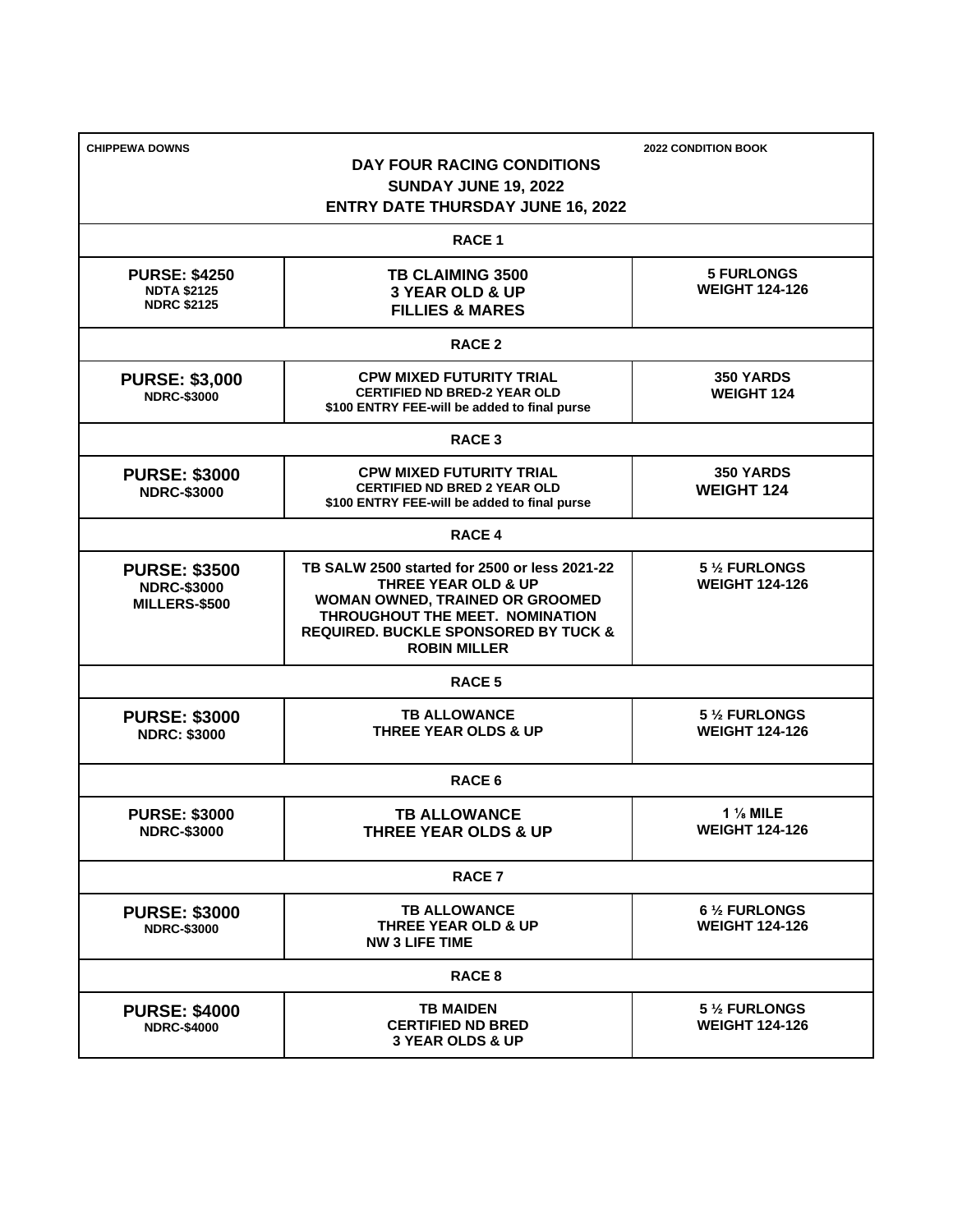CHIPPEWA DOWNS 2022 CONDITION BOOK

# DAY FOUR RACING CONDITIONS
## SUNDAY JUNE 19, 2022
## ENTRY DATE THURSDAY JUNE 16, 2022

### RACE 1

| Purse | Conditions | Distance / Weight |
|---|---|---|
| **PURSE: $4250**<br>NDTA $2125<br>NDRC $2125 | **TB CLAIMING 3500**<br>**3 YEAR OLD & UP**<br>**FILLIES & MARES** | **5 FURLONGS**<br>**WEIGHT 124-126** |

### RACE 2

| Purse | Conditions | Distance / Weight |
|---|---|---|
| **PURSE: $3,000**<br>NDRC-$3000 | **CPW MIXED FUTURITY TRIAL**<br>CERTIFIED ND BRED-2 YEAR OLD<br>$100 ENTRY FEE-will be added to final purse | **350 YARDS**<br>**WEIGHT 124** |

### RACE 3

| Purse | Conditions | Distance / Weight |
|---|---|---|
| **PURSE: $3000**<br>NDRC-$3000 | **CPW MIXED FUTURITY TRIAL**<br>CERTIFIED ND BRED 2 YEAR OLD<br>$100 ENTRY FEE-will be added to final purse | **350 YARDS**<br>**WEIGHT 124** |

### RACE 4

| Purse | Conditions | Distance / Weight |
|---|---|---|
| **PURSE: $3500**<br>NDRC-$3000<br>MILLERS-$500 | **TB SALW 2500 started for 2500 or less 2021-22**<br>**THREE YEAR OLD & UP**<br>**WOMAN OWNED, TRAINED OR GROOMED THROUGHOUT THE MEET. NOMINATION REQUIRED. BUCKLE SPONSORED BY TUCK & ROBIN MILLER** | **5 ½ FURLONGS**<br>**WEIGHT 124-126** |

### RACE 5

| Purse | Conditions | Distance / Weight |
|---|---|---|
| **PURSE: $3000**<br>NDRC: $3000 | **TB ALLOWANCE**<br>**THREE YEAR OLDS & UP** | **5 ½ FURLONGS**<br>**WEIGHT 124-126** |

### RACE 6

| Purse | Conditions | Distance / Weight |
|---|---|---|
| **PURSE: $3000**<br>NDRC-$3000 | **TB ALLOWANCE**<br>**THREE YEAR OLDS & UP** | **1 ⅛ MILE**<br>**WEIGHT 124-126** |

### RACE 7

| Purse | Conditions | Distance / Weight |
|---|---|---|
| **PURSE: $3000**<br>NDRC-$3000 | **TB ALLOWANCE**<br>**THREE YEAR OLD & UP**<br>**NW 3 LIFE TIME** | **6 ½ FURLONGS**<br>**WEIGHT 124-126** |

### RACE 8

| Purse | Conditions | Distance / Weight |
|---|---|---|
| **PURSE: $4000**<br>NDRC-$4000 | **TB MAIDEN**<br>**CERTIFIED ND BRED**<br>**3 YEAR OLDS & UP** | **5 ½ FURLONGS**<br>**WEIGHT 124-126** |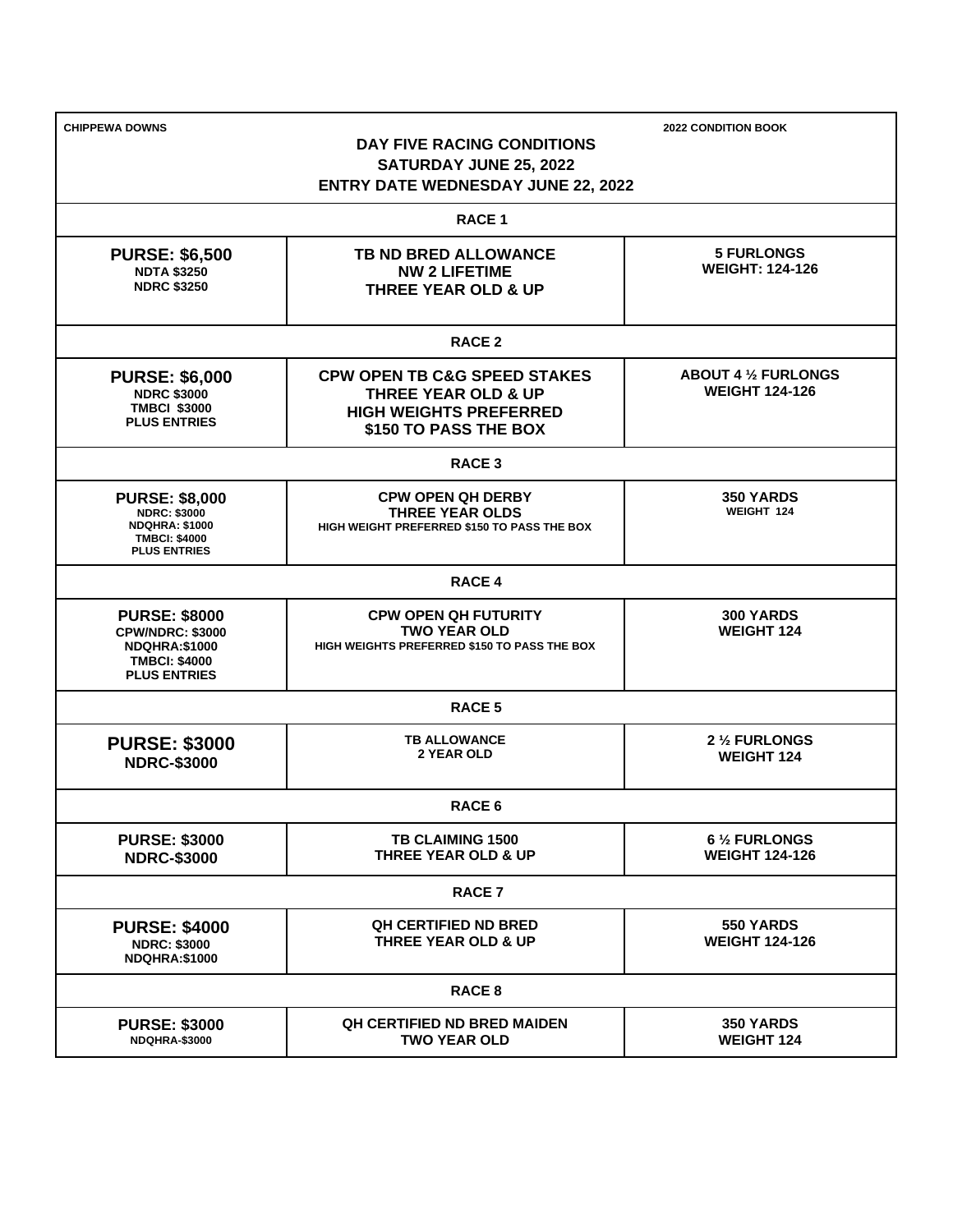CHIPPEWA DOWNS | 2022 CONDITION BOOK

# DAY FIVE RACING CONDITIONS
## SATURDAY JUNE 25, 2022
## ENTRY DATE WEDNESDAY JUNE 22, 2022

### RACE 1

| Purse | Conditions | Distance / Weight |
|---|---|---|
| **PURSE: $6,500**<br>NDTA $3250<br>NDRC $3250 | **TB ND BRED ALLOWANCE**<br>**NW 2 LIFETIME**<br>**THREE YEAR OLD & UP** | **5 FURLONGS**<br>**WEIGHT: 124-126** |

### RACE 2

| Purse | Conditions | Distance / Weight |
|---|---|---|
| **PURSE: $6,000**<br>NDRC $3000<br>TMBCI $3000<br>PLUS ENTRIES | **CPW OPEN TB C&G SPEED STAKES**<br>**THREE YEAR OLD & UP**<br>**HIGH WEIGHTS PREFERRED**<br>**$150 TO PASS THE BOX** | **ABOUT 4 ½ FURLONGS**<br>**WEIGHT 124-126** |

### RACE 3

| Purse | Conditions | Distance / Weight |
|---|---|---|
| **PURSE: $8,000**<br>NDRC: $3000<br>NDQHRA: $1000<br>TMBCI: $4000<br>PLUS ENTRIES | **CPW OPEN QH DERBY**<br>**THREE YEAR OLDS**<br>HIGH WEIGHT PREFERRED $150 TO PASS THE BOX | **350 YARDS**<br>WEIGHT 124 |

### RACE 4

| Purse | Conditions | Distance / Weight |
|---|---|---|
| **PURSE: $8000**<br>CPW/NDRC: $3000<br>NDQHRA:$1000<br>TMBCI: $4000<br>PLUS ENTRIES | **CPW OPEN QH FUTURITY**<br>**TWO YEAR OLD**<br>HIGH WEIGHTS PREFERRED $150 TO PASS THE BOX | **300 YARDS**<br>**WEIGHT 124** |

### RACE 5

| Purse | Conditions | Distance / Weight |
|---|---|---|
| **PURSE: $3000**<br>NDRC-$3000 | **TB ALLOWANCE**<br>**2 YEAR OLD** | **2 ½ FURLONGS**<br>**WEIGHT 124** |

### RACE 6

| Purse | Conditions | Distance / Weight |
|---|---|---|
| **PURSE: $3000**<br>NDRC-$3000 | **TB CLAIMING 1500**<br>**THREE YEAR OLD & UP** | **6 ½ FURLONGS**<br>**WEIGHT 124-126** |

### RACE 7

| Purse | Conditions | Distance / Weight |
|---|---|---|
| **PURSE: $4000**<br>NDRC: $3000<br>NDQHRA:$1000 | **QH CERTIFIED ND BRED**<br>**THREE YEAR OLD & UP** | **550 YARDS**<br>**WEIGHT 124-126** |

### RACE 8

| Purse | Conditions | Distance / Weight |
|---|---|---|
| **PURSE: $3000**<br>NDQHRA-$3000 | **QH CERTIFIED ND BRED MAIDEN**<br>**TWO YEAR OLD** | **350 YARDS**<br>**WEIGHT 124** |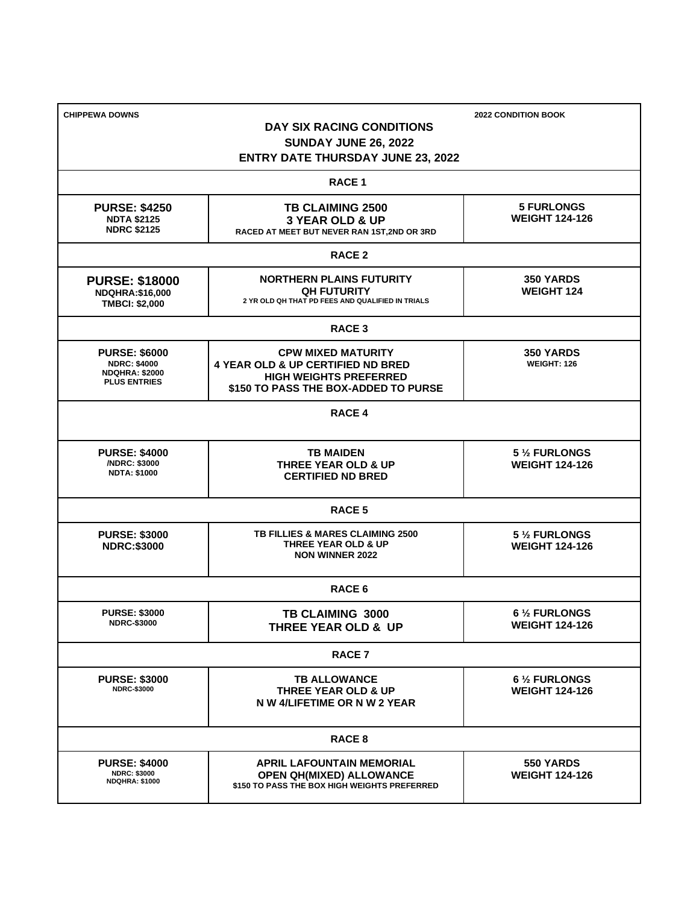CHIPPEWA DOWNS

2022 CONDITION BOOK

## DAY SIX RACING CONDITIONS
## SUNDAY JUNE 26, 2022
## ENTRY DATE THURSDAY JUNE 23, 2022

### RACE 1

| Purse | Conditions | Distance / Weight |
|---|---|---|
| **PURSE: $4250**<br>NDTA $2125<br>NDRC $2125 | **TB CLAIMING 2500**<br>**3 YEAR OLD & UP**<br>RACED AT MEET BUT NEVER RAN 1ST,2ND OR 3RD | **5 FURLONGS**<br>**WEIGHT 124-126** |

### RACE 2

| Purse | Conditions | Distance / Weight |
|---|---|---|
| **PURSE: $18000**<br>NDQHRA:$16,000<br>TMBCI: $2,000 | **NORTHERN PLAINS FUTURITY**<br>**QH FUTURITY**<br>2 YR OLD QH THAT PD FEES AND QUALIFIED IN TRIALS | **350 YARDS**<br>**WEIGHT 124** |

### RACE 3

| Purse | Conditions | Distance / Weight |
|---|---|---|
| **PURSE: $6000**<br>NDRC: $4000<br>NDQHRA: $2000<br>PLUS ENTRIES | **CPW MIXED MATURITY**<br>**4 YEAR OLD & UP CERTIFIED ND BRED**<br>**HIGH WEIGHTS PREFERRED**<br>**$150 TO PASS THE BOX-ADDED TO PURSE** | **350 YARDS**<br>WEIGHT: 126 |

### RACE 4

| Purse | Conditions | Distance / Weight |
|---|---|---|
| **PURSE: $4000**<br>/NDRC: $3000<br>NDTA: $1000 | **TB MAIDEN**<br>**THREE YEAR OLD & UP**<br>**CERTIFIED ND BRED** | **5 ½ FURLONGS**<br>**WEIGHT 124-126** |

### RACE 5

| Purse | Conditions | Distance / Weight |
|---|---|---|
| **PURSE: $3000**<br>**NDRC:$3000** | TB FILLIES & MARES CLAIMING 2500<br>THREE YEAR OLD & UP<br>NON WINNER 2022 | **5 ½ FURLONGS**<br>**WEIGHT 124-126** |

### RACE 6

| Purse | Conditions | Distance / Weight |
|---|---|---|
| **PURSE: $3000**<br>NDRC-$3000 | **TB CLAIMING 3000**<br>**THREE YEAR OLD & UP** | **6 ½ FURLONGS**<br>**WEIGHT 124-126** |

### RACE 7

| Purse | Conditions | Distance / Weight |
|---|---|---|
| **PURSE: $3000**<br>NDRC-$3000 | **TB ALLOWANCE**<br>**THREE YEAR OLD & UP**<br>**N W 4/LIFETIME OR N W 2 YEAR** | **6 ½ FURLONGS**<br>**WEIGHT 124-126** |

### RACE 8

| Purse | Conditions | Distance / Weight |
|---|---|---|
| **PURSE: $4000**<br>NDRC: $3000<br>NDQHRA: $1000 | **APRIL LAFOUNTAIN MEMORIAL**<br>**OPEN QH(MIXED) ALLOWANCE**<br>$150 TO PASS THE BOX HIGH WEIGHTS PREFERRED | **550 YARDS**<br>**WEIGHT 124-126** |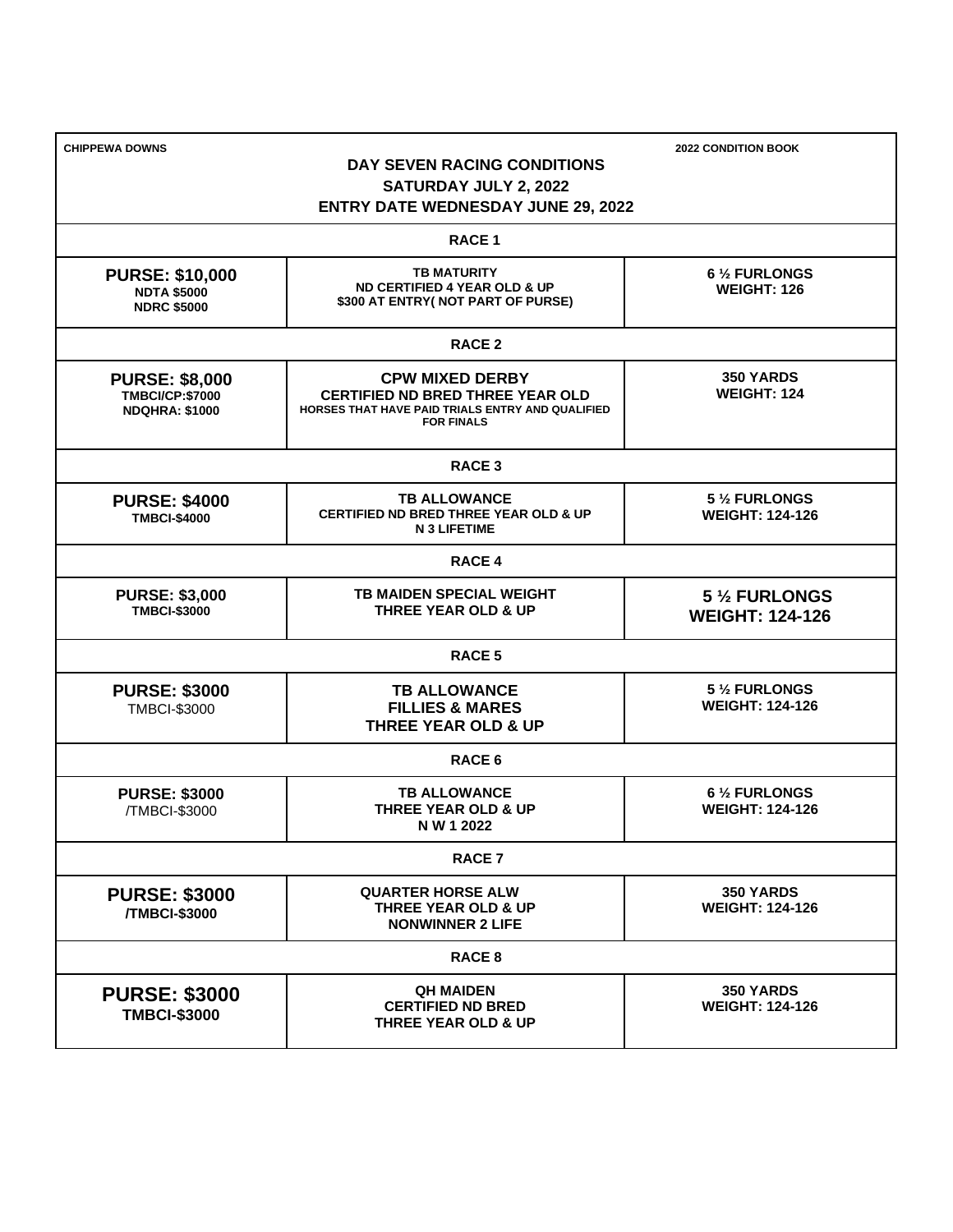CHIPPEWA DOWNS | 2022 CONDITION BOOK

## DAY SEVEN RACING CONDITIONS
## SATURDAY JULY 2, 2022
## ENTRY DATE WEDNESDAY JUNE 29, 2022

### RACE 1

| Purse | Conditions | Distance / Weight |
|---|---|---|
| **PURSE: $10,000**<br>NDTA $5000<br>NDRC $5000 | TB MATURITY<br>ND CERTIFIED 4 YEAR OLD & UP<br>$300 AT ENTRY( NOT PART OF PURSE) | 6 ½ FURLONGS<br>WEIGHT: 126 |

### RACE 2

| Purse | Conditions | Distance / Weight |
|---|---|---|
| **PURSE: $8,000**<br>TMBCI/CP:$7000<br>NDQHRA: $1000 | CPW MIXED DERBY<br>CERTIFIED ND BRED THREE YEAR OLD<br>HORSES THAT HAVE PAID TRIALS ENTRY AND QUALIFIED FOR FINALS | 350 YARDS<br>WEIGHT: 124 |

### RACE 3

| Purse | Conditions | Distance / Weight |
|---|---|---|
| **PURSE: $4000**<br>TMBCI-$4000 | TB ALLOWANCE<br>CERTIFIED ND BRED THREE YEAR OLD & UP<br>N 3 LIFETIME | 5 ½ FURLONGS<br>WEIGHT: 124-126 |

### RACE 4

| Purse | Conditions | Distance / Weight |
|---|---|---|
| **PURSE: $3,000**<br>TMBCI-$3000 | TB MAIDEN SPECIAL WEIGHT<br>THREE YEAR OLD & UP | 5 ½ FURLONGS<br>WEIGHT: 124-126 |

### RACE 5

| Purse | Conditions | Distance / Weight |
|---|---|---|
| **PURSE: $3000**<br>TMBCI-$3000 | TB ALLOWANCE<br>FILLIES & MARES<br>THREE YEAR OLD & UP | 5 ½ FURLONGS<br>WEIGHT: 124-126 |

### RACE 6

| Purse | Conditions | Distance / Weight |
|---|---|---|
| **PURSE: $3000**<br>/TMBCI-$3000 | TB ALLOWANCE<br>THREE YEAR OLD & UP<br>N W 1 2022 | 6 ½ FURLONGS<br>WEIGHT: 124-126 |

### RACE 7

| Purse | Conditions | Distance / Weight |
|---|---|---|
| **PURSE: $3000**<br>/TMBCI-$3000 | QUARTER HORSE ALW<br>THREE YEAR OLD & UP<br>NONWINNER 2 LIFE | 350 YARDS<br>WEIGHT: 124-126 |

### RACE 8

| Purse | Conditions | Distance / Weight |
|---|---|---|
| **PURSE: $3000**<br>TMBCI-$3000 | QH MAIDEN<br>CERTIFIED ND BRED<br>THREE YEAR OLD & UP | 350 YARDS<br>WEIGHT: 124-126 |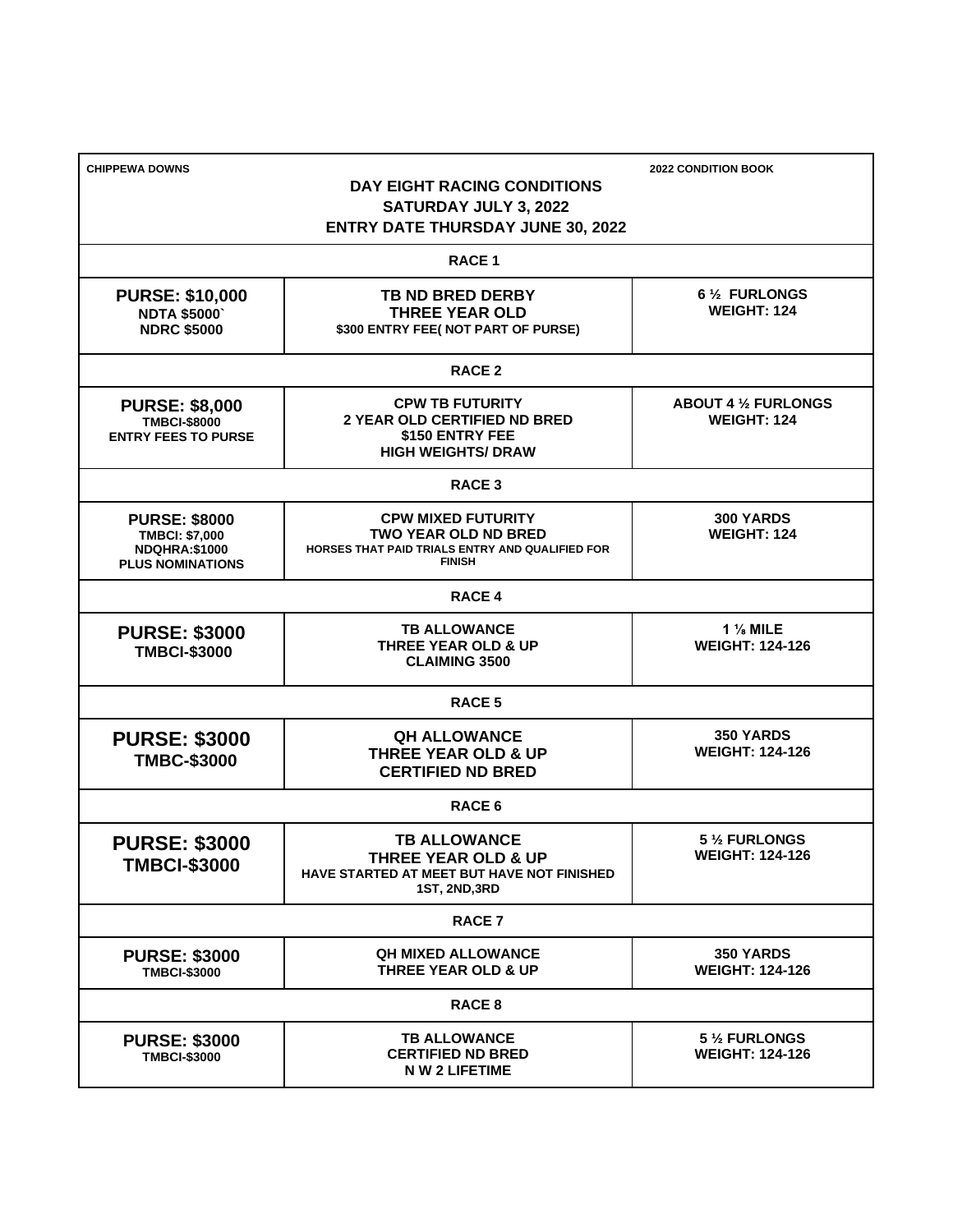CHIPPEWA DOWNS 2022 CONDITION BOOK

## DAY EIGHT RACING CONDITIONS
## SATURDAY JULY 3, 2022
## ENTRY DATE THURSDAY JUNE 30, 2022

### RACE 1

| | | |
|---|---|---|
| **PURSE: \$10,000**<br>NDTA \$5000`<br>NDRC \$5000 | **TB ND BRED DERBY**<br>**THREE YEAR OLD**<br>\$300 ENTRY FEE( NOT PART OF PURSE) | **6 ½ FURLONGS**<br>**WEIGHT: 124** |

### RACE 2

| | | |
|---|---|---|
| **PURSE: \$8,000**<br>TMBCI-\$8000<br>ENTRY FEES TO PURSE | **CPW TB FUTURITY**<br>**2 YEAR OLD CERTIFIED ND BRED**<br>**\$150 ENTRY FEE**<br>**HIGH WEIGHTS/ DRAW** | **ABOUT 4 ½ FURLONGS**<br>**WEIGHT: 124** |

### RACE 3

| | | |
|---|---|---|
| **PURSE: \$8000**<br>TMBCI: \$7,000<br>NDQHRA:\$1000<br>PLUS NOMINATIONS | **CPW MIXED FUTURITY**<br>**TWO YEAR OLD ND BRED**<br>HORSES THAT PAID TRIALS ENTRY AND QUALIFIED FOR FINISH | **300 YARDS**<br>**WEIGHT: 124** |

### RACE 4

| | | |
|---|---|---|
| **PURSE: \$3000**<br>**TMBCI-\$3000** | **TB ALLOWANCE**<br>**THREE YEAR OLD & UP**<br>**CLAIMING 3500** | **1 ⅛ MILE**<br>**WEIGHT: 124-126** |

### RACE 5

| | | |
|---|---|---|
| **PURSE: \$3000**<br>**TMBC-\$3000** | **QH ALLOWANCE**<br>**THREE YEAR OLD & UP**<br>**CERTIFIED ND BRED** | **350 YARDS**<br>**WEIGHT: 124-126** |

### RACE 6

| | | |
|---|---|---|
| **PURSE: \$3000**<br>**TMBCI-\$3000** | **TB ALLOWANCE**<br>**THREE YEAR OLD & UP**<br>**HAVE STARTED AT MEET BUT HAVE NOT FINISHED 1ST, 2ND,3RD** | **5 ½ FURLONGS**<br>**WEIGHT: 124-126** |

### RACE 7

| | | |
|---|---|---|
| **PURSE: \$3000**<br>TMBCI-\$3000 | **QH MIXED ALLOWANCE**<br>**THREE YEAR OLD & UP** | **350 YARDS**<br>**WEIGHT: 124-126** |

### RACE 8

| | | |
|---|---|---|
| **PURSE: \$3000**<br>TMBCI-\$3000 | **TB ALLOWANCE**<br>**CERTIFIED ND BRED**<br>**N W 2 LIFETIME** | **5 ½ FURLONGS**<br>**WEIGHT: 124-126** |